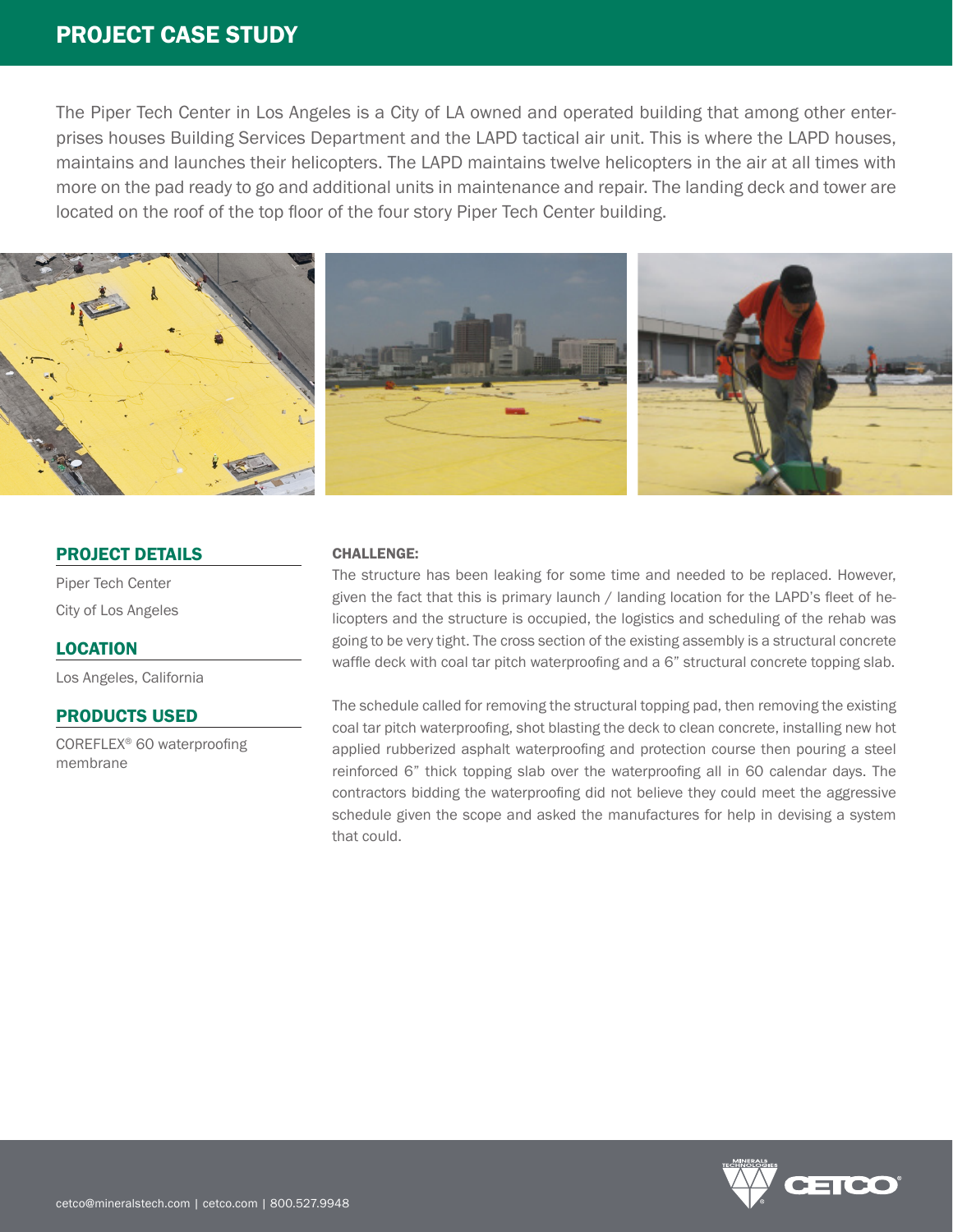# PROJECT CASE STUDY

The Piper Tech Center in Los Angeles is a City of LA owned and operated building that among other enterprises houses Building Services Department and the LAPD tactical air unit. This is where the LAPD houses, maintains and launches their helicopters. The LAPD maintains twelve helicopters in the air at all times with more on the pad ready to go and additional units in maintenance and repair. The landing deck and tower are located on the roof of the top floor of the four story Piper Tech Center building.

## PROJECT DETAILS

Piper Tech Center

City of Los Angeles

## LOCATION

Los Angeles, California

## PRODUCTS USED

COREFLEX® 60 waterproofing membrane

### CHALLENGE:

The structure has been leaking for some time and needed to be replaced. However, given the fact that this is primary launch / landing location for the LAPD's fleet of helicopters and the structure is occupied, the logistics and scheduling of the rehab was going to be very tight. The cross section of the existing assembly is a structural concrete waffle deck with coal tar pitch waterproofing and a 6" structural concrete topping slab.

The schedule called for removing the structural topping pad, then removing the existing coal tar pitch waterproofing, shot blasting the deck to clean concrete, installing new hot applied rubberized asphalt waterproofing and protection course then pouring a steel reinforced 6" thick topping slab over the waterproofing all in 60 calendar days. The contractors bidding the waterproofing did not believe they could meet the aggressive schedule given the scope and asked the manufactures for help in devising a system that could.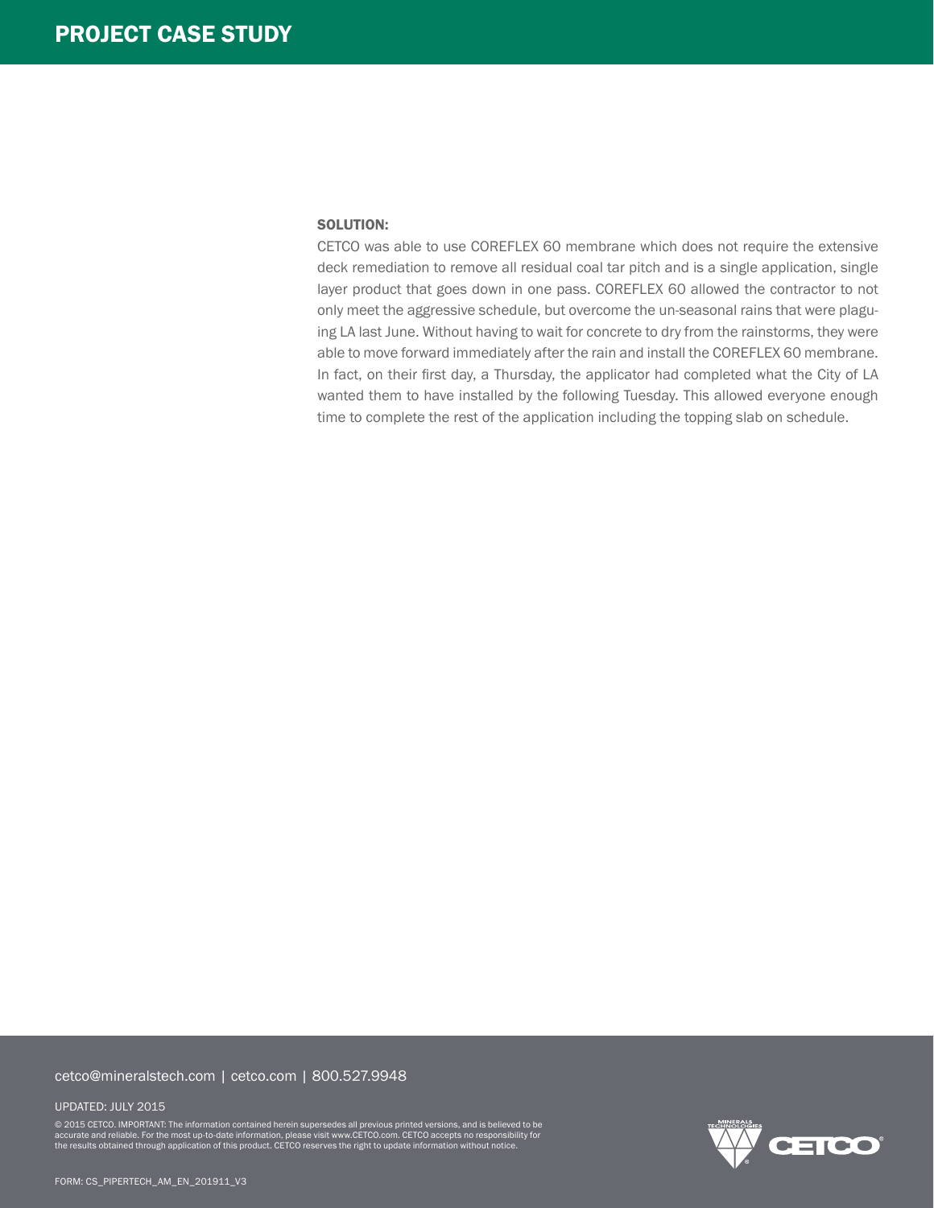# PROJECT CASE STUDY

### SOLUTION:

CETCO was able to use COREFLEX 60 membrane which does not require the extensive deck remediation to remove all residual coal tar pitch and is a single application, single layer product that goes down in one pass. COREFLEX 60 allowed the contractor to not only meet the aggressive schedule, but overcome the un-seasonal rains that were plaguing LA last June. Without having to wait for concrete to dry from the rainstorms, they were able to move forward immediately after the rain and install the COREFLEX 60 membrane. In fact, on their first day, a Thursday, the applicator had completed what the City of LA wanted them to have installed by the following Tuesday. This allowed everyone enough time to complete the rest of the application including the topping slab on schedule.

cetco@mineralstech.com | cetco.com | 800.527.9948

UPDATED: JULY 2015

© 2015 CETCO. IMPORTANT: The information contained herein supersedes all previous printed versions, and is believed to be accurate and reliable. For the most up-to-date information, please visit www.CETCO.com. CETCO accepts no responsibility for the results obtained through application of this product. CETCO reserves the right to update information without notice.

FORM: CS_PIPERTECH_AM_EN_201911_V3